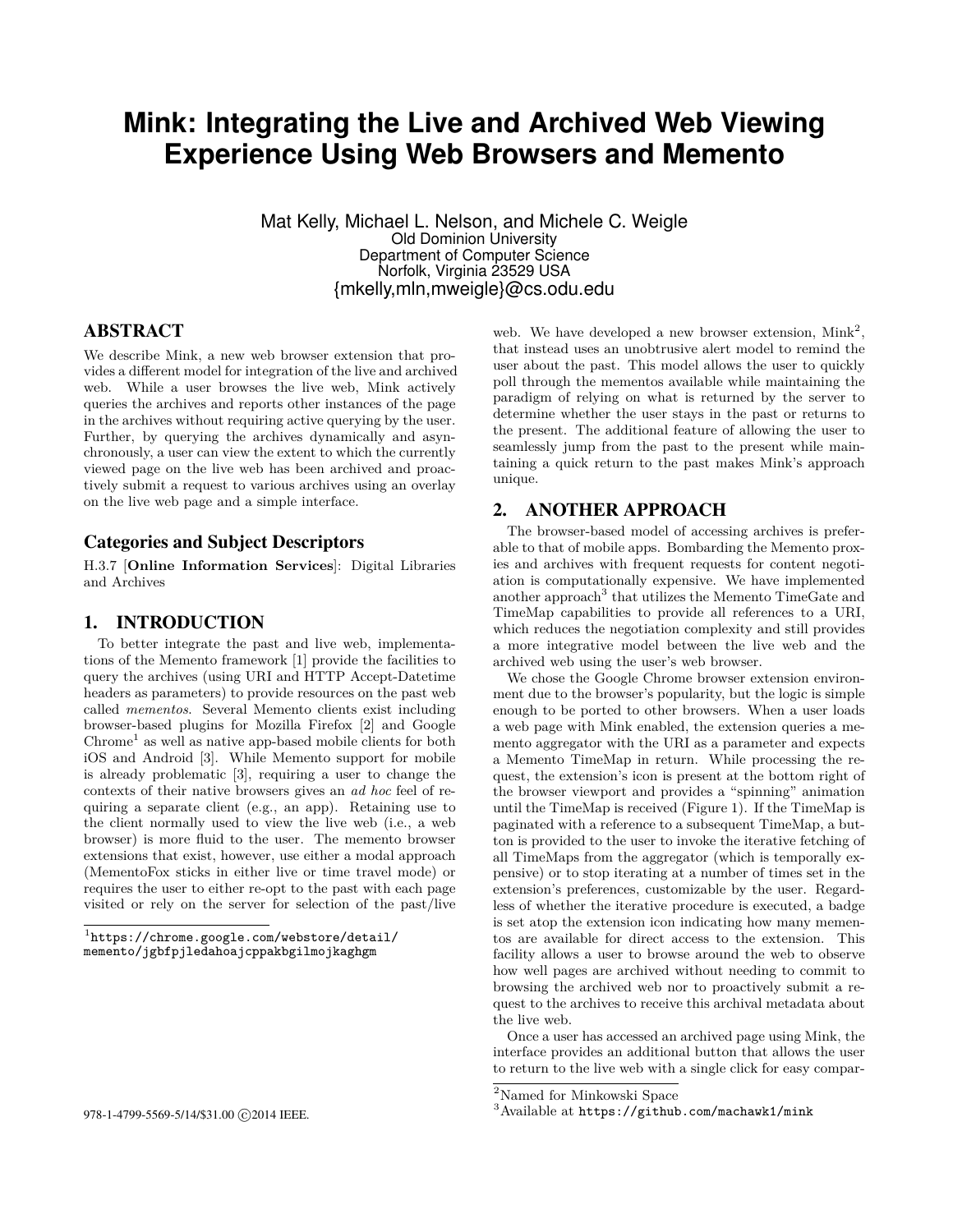# Mink: Integrating the Live and Archived Web Viewing Experience Using Web Browsers and Memento

Mat Kelly, Michael L. Nelson, and Michele C. Weigle
Old Dominion University
Department of Computer Science
Norfolk, Virginia 23529 USA
{mkelly,mln,mweigle}@cs.odu.edu

## ABSTRACT

We describe Mink, a new web browser extension that provides a different model for integration of the live and archived web. While a user browses the live web, Mink actively queries the archives and reports other instances of the page in the archives without requiring active querying by the user. Further, by querying the archives dynamically and asynchronously, a user can view the extent to which the currently viewed page on the live web has been archived and proactively submit a request to various archives using an overlay on the live web page and a simple interface.

## Categories and Subject Descriptors

H.3.7 [**Online Information Services**]: Digital Libraries and Archives

## 1. INTRODUCTION

To better integrate the past and live web, implementations of the Memento framework [1] provide the facilities to query the archives (using URI and HTTP Accept-Datetime headers as parameters) to provide resources on the past web called *mementos*. Several Memento clients exist including browser-based plugins for Mozilla Firefox [2] and Google Chrome[1] as well as native app-based mobile clients for both iOS and Android [3]. While Memento support for mobile is already problematic [3], requiring a user to change the contexts of their native browsers gives an *ad hoc* feel of requiring a separate client (e.g., an app). Retaining use to the client normally used to view the live web (i.e., a web browser) is more fluid to the user. The memento browser extensions that exist, however, use either a modal approach (MementoFox sticks in either live or time travel mode) or requires the user to either re-opt to the past with each page visited or rely on the server for selection of the past/live web. We have developed a new browser extension, Mink[2], that instead uses an unobtrusive alert model to remind the user about the past. This model allows the user to quickly poll through the mementos available while maintaining the paradigm of relying on what is returned by the server to determine whether the user stays in the past or returns to the present. The additional feature of allowing the user to seamlessly jump from the past to the present while maintaining a quick return to the past makes Mink's approach unique.

## 2. ANOTHER APPROACH

The browser-based model of accessing archives is preferable to that of mobile apps. Bombarding the Memento proxies and archives with frequent requests for content negotiation is computationally expensive. We have implemented another approach[3] that utilizes the Memento TimeGate and TimeMap capabilities to provide all references to a URI, which reduces the negotiation complexity and still provides a more integrative model between the live web and the archived web using the user's web browser.

We chose the Google Chrome browser extension environment due to the browser's popularity, but the logic is simple enough to be ported to other browsers. When a user loads a web page with Mink enabled, the extension queries a memento aggregator with the URI as a parameter and expects a Memento TimeMap in return. While processing the request, the extension's icon is present at the bottom right of the browser viewport and provides a "spinning" animation until the TimeMap is received (Figure 1). If the TimeMap is paginated with a reference to a subsequent TimeMap, a button is provided to the user to invoke the iterative fetching of all TimeMaps from the aggregator (which is temporally expensive) or to stop iterating at a number of times set in the extension's preferences, customizable by the user. Regardless of whether the iterative procedure is executed, a badge is set atop the extension icon indicating how many mementos are available for direct access to the extension. This facility allows a user to browse around the web to observe how well pages are archived without needing to commit to browsing the archived web nor to proactively submit a request to the archives to receive this archival metadata about the live web.

Once a user has accessed an archived page using Mink, the interface provides an additional button that allows the user to return to the live web with a single click for easy compar-

[1] `https://chrome.google.com/webstore/detail/memento/jgbfpjledahoajcppakbgilmojkaghgm`

[2] Named for Minkowski Space

[3] Available at `https://github.com/machawk1/mink`

978-1-4799-5569-5/14/$31.00 ©2014 IEEE.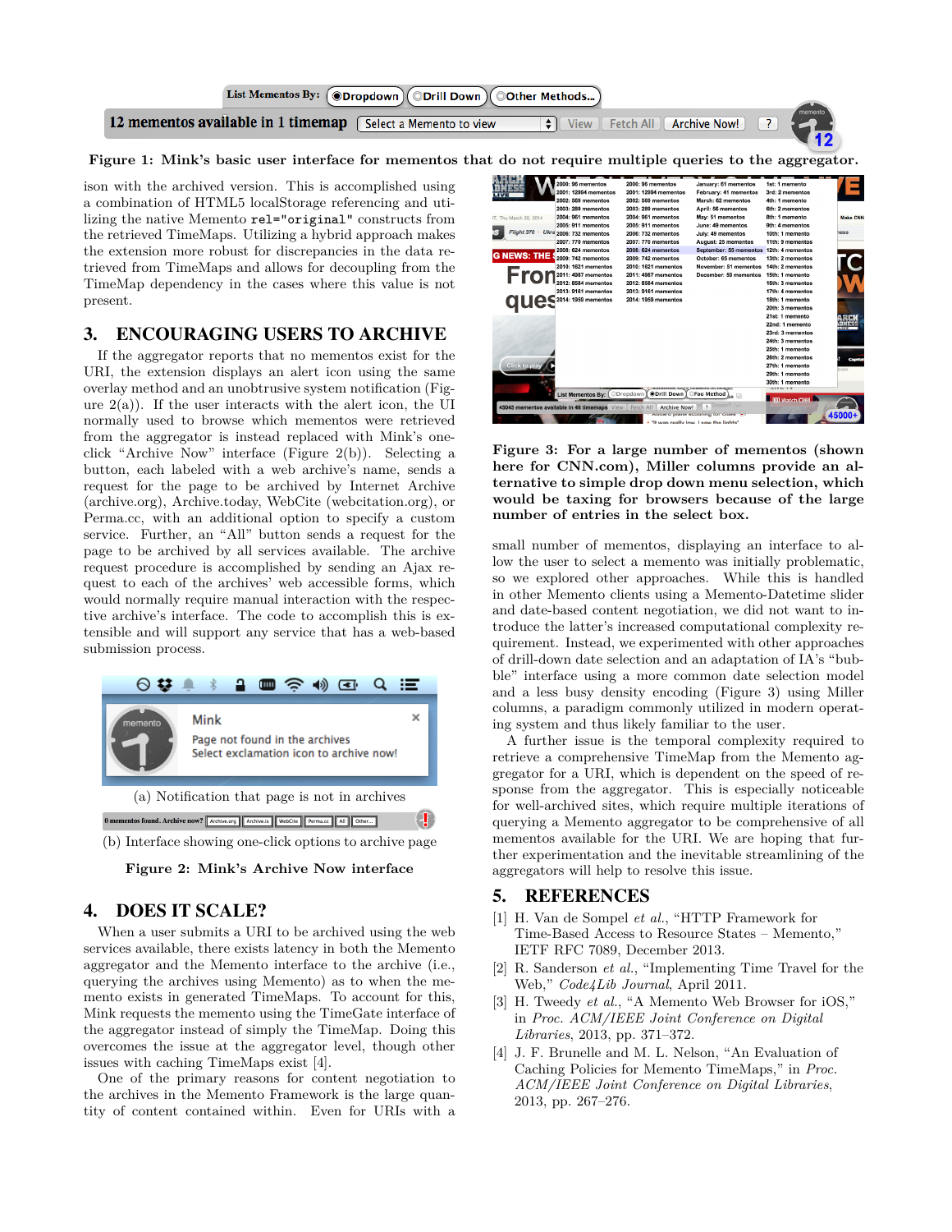**Figure 1: Mink's basic user interface for mementos that do not require multiple queries to the aggregator.**

ison with the archived version. This is accomplished using a combination of HTML5 localStorage referencing and utilizing the native Memento `rel="original"` constructs from the retrieved TimeMaps. Utilizing a hybrid approach makes the extension more robust for discrepancies in the data retrieved from TimeMaps and allows for decoupling from the TimeMap dependency in the cases where this value is not present.

## 3. ENCOURAGING USERS TO ARCHIVE

If the aggregator reports that no mementos exist for the URI, the extension displays an alert icon using the same overlay method and an unobtrusive system notification (Figure 2(a)). If the user interacts with the alert icon, the UI normally used to browse which mementos were retrieved from the aggregator is instead replaced with Mink's one-click "Archive Now" interface (Figure 2(b)). Selecting a button, each labeled with a web archive's name, sends a request for the page to be archived by Internet Archive (archive.org), Archive.today, WebCite (webcitation.org), or Perma.cc, with an additional option to specify a custom service. Further, an "All" button sends a request for the page to be archived by all services available. The archive request procedure is accomplished by sending an Ajax request to each of the archives' web accessible forms, which would normally require manual interaction with the respective archive's interface. The code to accomplish this is extensible and will support any service that has a web-based submission process.

(a) Notification that page is not in archives

(b) Interface showing one-click options to archive page

**Figure 2: Mink's Archive Now interface**

## 4. DOES IT SCALE?

When a user submits a URI to be archived using the web services available, there exists latency in both the Memento aggregator and the Memento interface to the archive (i.e., querying the archives using Memento) as to when the memento exists in generated TimeMaps. To account for this, Mink requests the memento using the TimeGate interface of the aggregator instead of simply the TimeMap. Doing this overcomes the issue at the aggregator level, though other issues with caching TimeMaps exist [4].

One of the primary reasons for content negotiation to the archives in the Memento Framework is the large quantity of content contained within. Even for URIs with a small number of mementos, displaying an interface to allow the user to select a memento was initially problematic, so we explored other approaches. While this is handled in other Memento clients using a Memento-Datetime slider and date-based content negotiation, we did not want to introduce the latter's increased computational complexity requirement. Instead, we experimented with other approaches of drill-down date selection and an adaptation of IA's "bubble" interface using a more common date selection model and a less busy density encoding (Figure 3) using Miller columns, a paradigm commonly utilized in modern operating system and thus likely familiar to the user.

**Figure 3: For a large number of mementos (shown here for CNN.com), Miller columns provide an alternative to simple drop down menu selection, which would be taxing for browsers because of the large number of entries in the select box.**

A further issue is the temporal complexity required to retrieve a comprehensive TimeMap from the Memento aggregator for a URI, which is dependent on the speed of response from the aggregator. This is especially noticeable for well-archived sites, which require multiple iterations of querying a Memento aggregator to be comprehensive of all mementos available for the URI. We are hoping that further experimentation and the inevitable streamlining of the aggregators will help to resolve this issue.

## 5. REFERENCES

[1] H. Van de Sompel *et al.*, "HTTP Framework for Time-Based Access to Resource States – Memento," IETF RFC 7089, December 2013.

[2] R. Sanderson *et al.*, "Implementing Time Travel for the Web," *Code4Lib Journal*, April 2011.

[3] H. Tweedy *et al.*, "A Memento Web Browser for iOS," in *Proc. ACM/IEEE Joint Conference on Digital Libraries*, 2013, pp. 371–372.

[4] J. F. Brunelle and M. L. Nelson, "An Evaluation of Caching Policies for Memento TimeMaps," in *Proc. ACM/IEEE Joint Conference on Digital Libraries*, 2013, pp. 267–276.